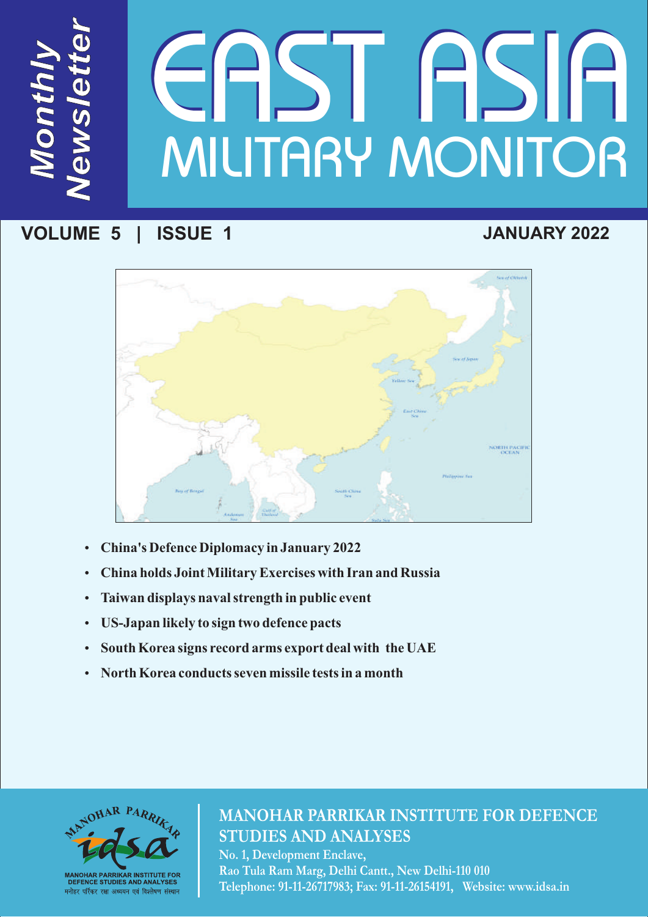# Monthly Newsletter

# EAST ASIA MILITARY MONITOR

**VOLUME 5 | ISSUE 1** **JANUARY 2022**

- China's Defence Diplomacy in January 2022
- China holds Joint Military Exercises with Iran and Russia
- Taiwan displays naval strength in public event
- US-Japan likely to sign two defence pacts
- South Korea signs record arms export deal with the UAE
- North Korea conducts seven missile tests in a month

MANOHAR PARRIKAR INSTITUTE FOR DEFENCE STUDIES AND ANALYSES

मनोहर पर्रिकर रक्षा अध्ययन एवं विश्लेषण संस्थान

**MANOHAR PARRIKAR INSTITUTE FOR DEFENCE STUDIES AND ANALYSES**

No. 1, Development Enclave,
Rao Tula Ram Marg, Delhi Cantt., New Delhi-110 010
Telephone: 91-11-26717983; Fax: 91-11-26154191, Website: www.idsa.in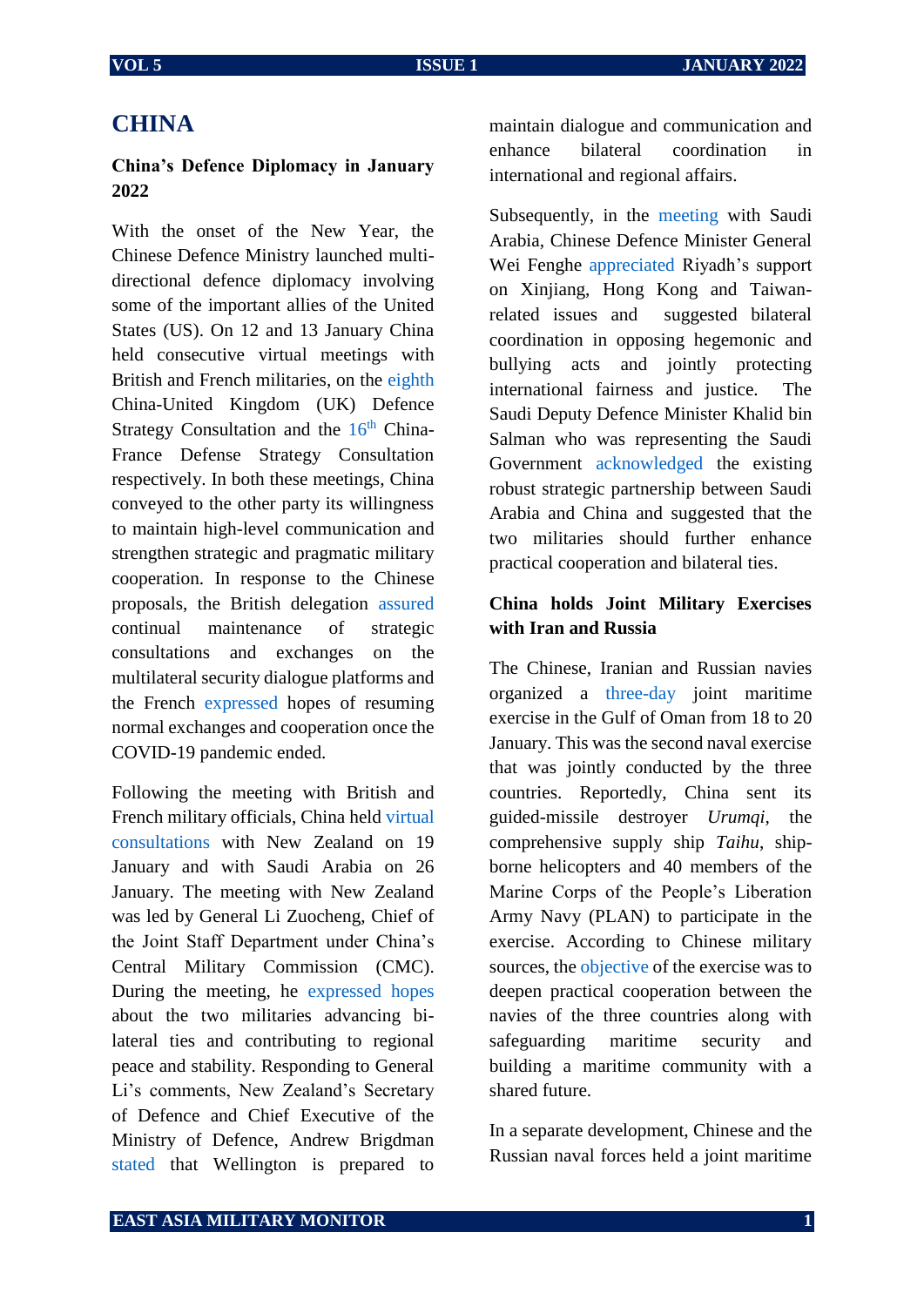# CHINA

### China's Defence Diplomacy in January 2022

With the onset of the New Year, the Chinese Defence Ministry launched multi-directional defence diplomacy involving some of the important allies of the United States (US). On 12 and 13 January China held consecutive virtual meetings with British and French militaries, on the eighth China-United Kingdom (UK) Defence Strategy Consultation and the 16th China-France Defense Strategy Consultation respectively. In both these meetings, China conveyed to the other party its willingness to maintain high-level communication and strengthen strategic and pragmatic military cooperation. In response to the Chinese proposals, the British delegation assured continual maintenance of strategic consultations and exchanges on the multilateral security dialogue platforms and the French expressed hopes of resuming normal exchanges and cooperation once the COVID-19 pandemic ended.

Following the meeting with British and French military officials, China held virtual consultations with New Zealand on 19 January and with Saudi Arabia on 26 January. The meeting with New Zealand was led by General Li Zuocheng, Chief of the Joint Staff Department under China's Central Military Commission (CMC). During the meeting, he expressed hopes about the two militaries advancing bi-lateral ties and contributing to regional peace and stability. Responding to General Li's comments, New Zealand's Secretary of Defence and Chief Executive of the Ministry of Defence, Andrew Brigdman stated that Wellington is prepared to maintain dialogue and communication and enhance bilateral coordination in international and regional affairs.

Subsequently, in the meeting with Saudi Arabia, Chinese Defence Minister General Wei Fenghe appreciated Riyadh's support on Xinjiang, Hong Kong and Taiwan-related issues and suggested bilateral coordination in opposing hegemonic and bullying acts and jointly protecting international fairness and justice. The Saudi Deputy Defence Minister Khalid bin Salman who was representing the Saudi Government acknowledged the existing robust strategic partnership between Saudi Arabia and China and suggested that the two militaries should further enhance practical cooperation and bilateral ties.

### China holds Joint Military Exercises with Iran and Russia

The Chinese, Iranian and Russian navies organized a three-day joint maritime exercise in the Gulf of Oman from 18 to 20 January. This was the second naval exercise that was jointly conducted by the three countries. Reportedly, China sent its guided-missile destroyer *Urumqi*, the comprehensive supply ship *Taihu*, ship-borne helicopters and 40 members of the Marine Corps of the People's Liberation Army Navy (PLAN) to participate in the exercise. According to Chinese military sources, the objective of the exercise was to deepen practical cooperation between the navies of the three countries along with safeguarding maritime security and building a maritime community with a shared future.

In a separate development, Chinese and the Russian naval forces held a joint maritime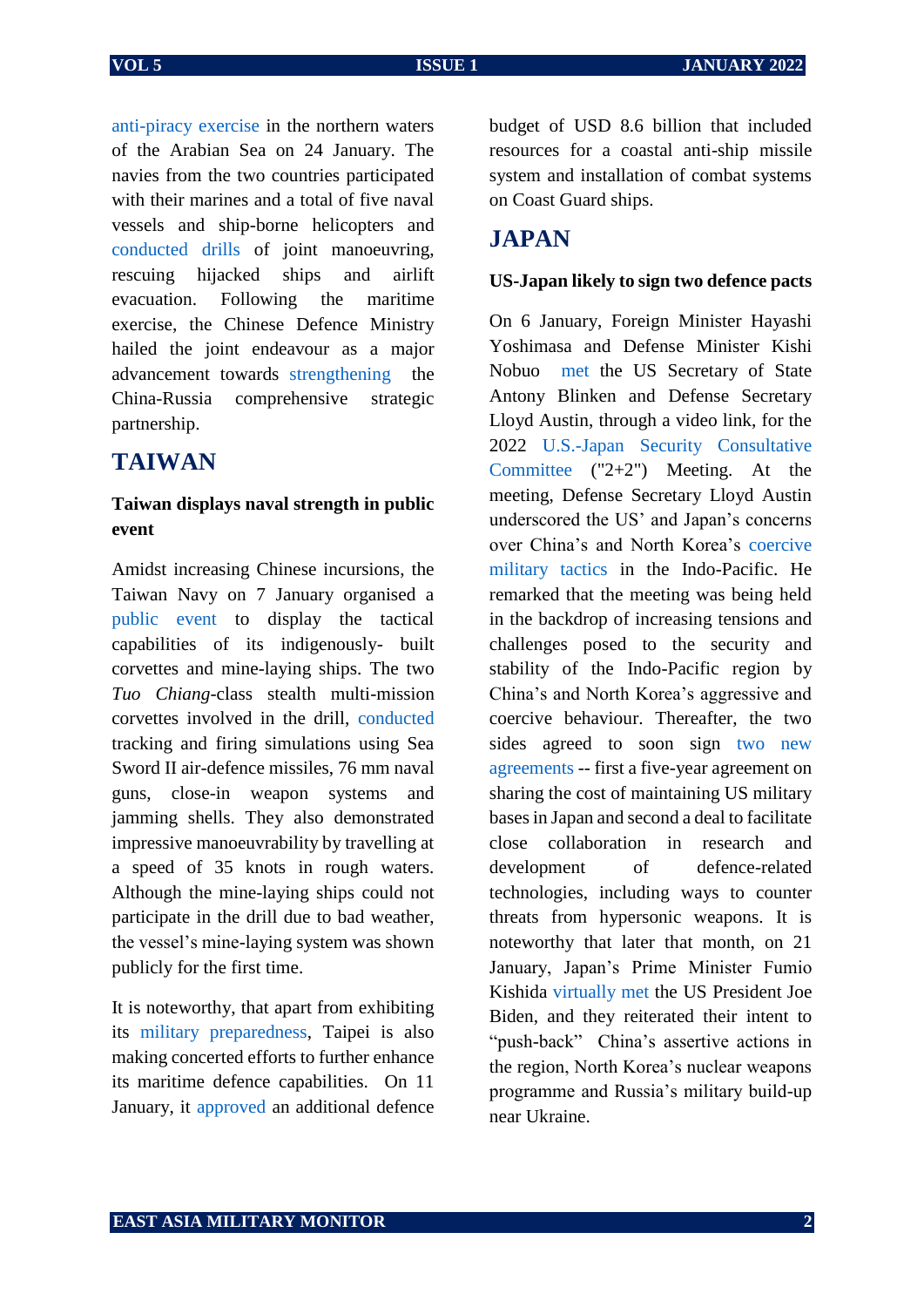anti-piracy exercise in the northern waters of the Arabian Sea on 24 January. The navies from the two countries participated with their marines and a total of five naval vessels and ship-borne helicopters and conducted drills of joint manoeuvring, rescuing hijacked ships and airlift evacuation. Following the maritime exercise, the Chinese Defence Ministry hailed the joint endeavour as a major advancement towards strengthening the China-Russia comprehensive strategic partnership.

## TAIWAN

### Taiwan displays naval strength in public event

Amidst increasing Chinese incursions, the Taiwan Navy on 7 January organised a public event to display the tactical capabilities of its indigenously- built corvettes and mine-laying ships. The two *Tuo Chiang*-class stealth multi-mission corvettes involved in the drill, conducted tracking and firing simulations using Sea Sword II air-defence missiles, 76 mm naval guns, close-in weapon systems and jamming shells. They also demonstrated impressive manoeuvrability by travelling at a speed of 35 knots in rough waters. Although the mine-laying ships could not participate in the drill due to bad weather, the vessel's mine-laying system was shown publicly for the first time.

It is noteworthy, that apart from exhibiting its military preparedness, Taipei is also making concerted efforts to further enhance its maritime defence capabilities. On 11 January, it approved an additional defence budget of USD 8.6 billion that included resources for a coastal anti-ship missile system and installation of combat systems on Coast Guard ships.

## JAPAN

### US-Japan likely to sign two defence pacts

On 6 January, Foreign Minister Hayashi Yoshimasa and Defense Minister Kishi Nobuo met the US Secretary of State Antony Blinken and Defense Secretary Lloyd Austin, through a video link, for the 2022 U.S.-Japan Security Consultative Committee ("2+2") Meeting. At the meeting, Defense Secretary Lloyd Austin underscored the US' and Japan's concerns over China's and North Korea's coercive military tactics in the Indo-Pacific. He remarked that the meeting was being held in the backdrop of increasing tensions and challenges posed to the security and stability of the Indo-Pacific region by China's and North Korea's aggressive and coercive behaviour. Thereafter, the two sides agreed to soon sign two new agreements -- first a five-year agreement on sharing the cost of maintaining US military bases in Japan and second a deal to facilitate close collaboration in research and development of defence-related technologies, including ways to counter threats from hypersonic weapons. It is noteworthy that later that month, on 21 January, Japan's Prime Minister Fumio Kishida virtually met the US President Joe Biden, and they reiterated their intent to "push-back" China's assertive actions in the region, North Korea's nuclear weapons programme and Russia's military build-up near Ukraine.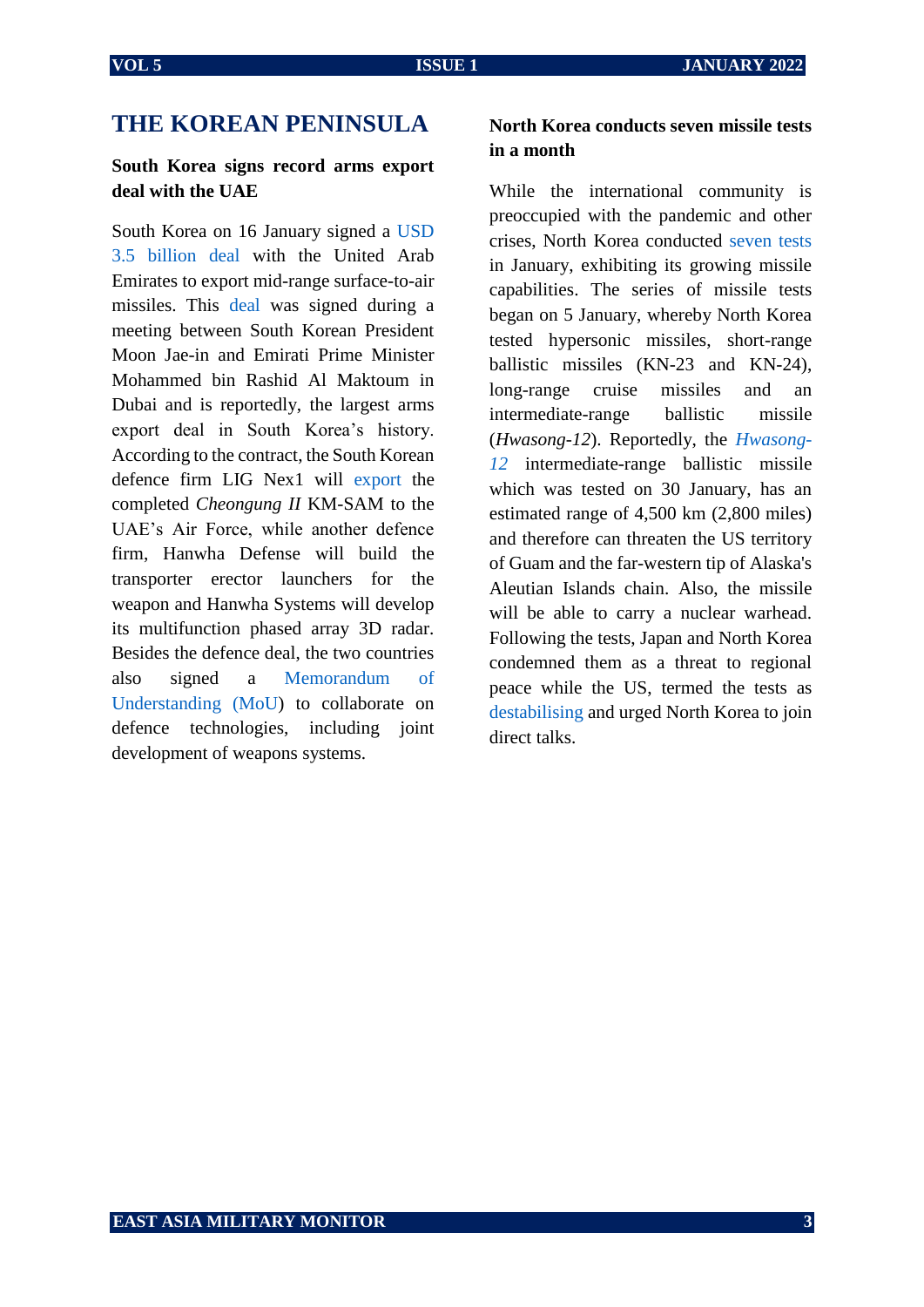# THE KOREAN PENINSULA

### South Korea signs record arms export deal with the UAE

South Korea on 16 January signed a USD 3.5 billion deal with the United Arab Emirates to export mid-range surface-to-air missiles. This deal was signed during a meeting between South Korean President Moon Jae-in and Emirati Prime Minister Mohammed bin Rashid Al Maktoum in Dubai and is reportedly, the largest arms export deal in South Korea's history. According to the contract, the South Korean defence firm LIG Nex1 will export the completed *Cheongung II* KM-SAM to the UAE's Air Force, while another defence firm, Hanwha Defense will build the transporter erector launchers for the weapon and Hanwha Systems will develop its multifunction phased array 3D radar. Besides the defence deal, the two countries also signed a Memorandum of Understanding (MoU) to collaborate on defence technologies, including joint development of weapons systems.

### North Korea conducts seven missile tests in a month

While the international community is preoccupied with the pandemic and other crises, North Korea conducted seven tests in January, exhibiting its growing missile capabilities. The series of missile tests began on 5 January, whereby North Korea tested hypersonic missiles, short-range ballistic missiles (KN-23 and KN-24), long-range cruise missiles and an intermediate-range ballistic missile (*Hwasong-12*). Reportedly, the *Hwasong-12* intermediate-range ballistic missile which was tested on 30 January, has an estimated range of 4,500 km (2,800 miles) and therefore can threaten the US territory of Guam and the far-western tip of Alaska's Aleutian Islands chain. Also, the missile will be able to carry a nuclear warhead. Following the tests, Japan and North Korea condemned them as a threat to regional peace while the US, termed the tests as destabilising and urged North Korea to join direct talks.